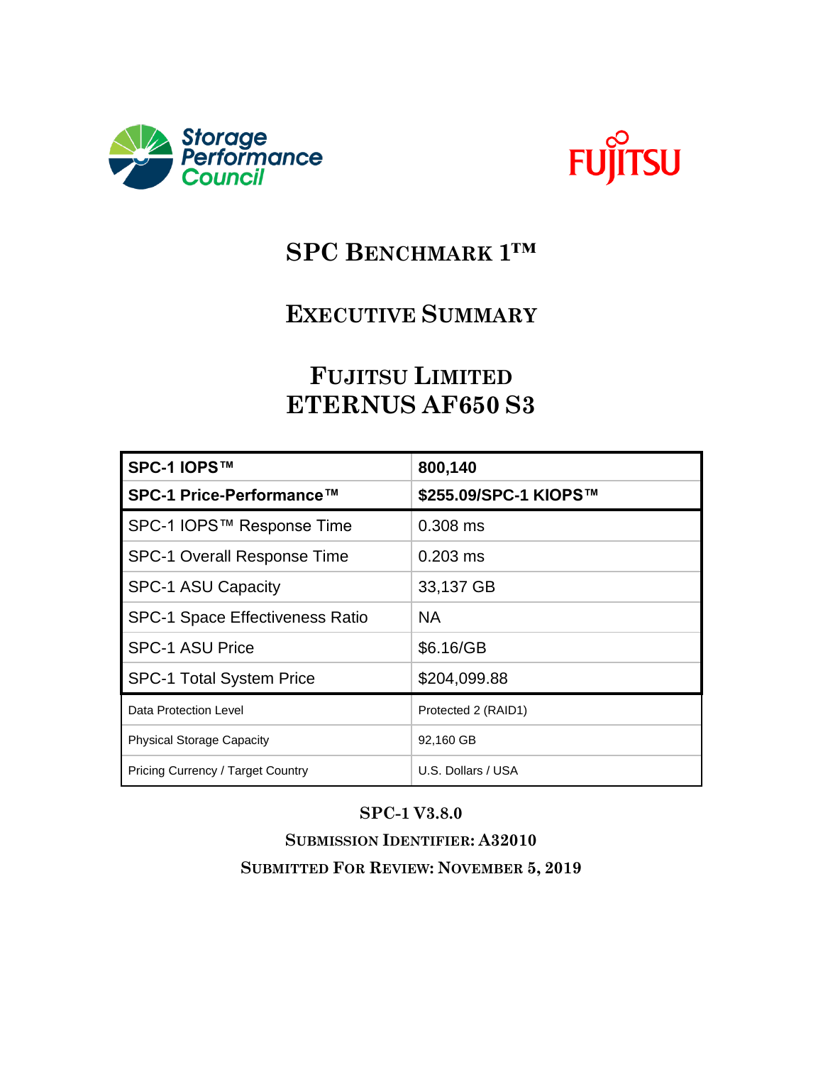# SPC BENCHMARK 1™

## EXECUTIVE SUMMARY

## FUJITSU LIMITED
## ETERNUS AF650 S3

| **SPC-1 IOPS™** | **800,140** |
|---|---|
| **SPC-1 Price-Performance™** | **$255.09/SPC-1 KIOPS™** |
| SPC-1 IOPS™ Response Time | 0.308 ms |
| SPC-1 Overall Response Time | 0.203 ms |
| SPC-1 ASU Capacity | 33,137 GB |
| SPC-1 Space Effectiveness Ratio | NA |
| SPC-1 ASU Price | $6.16/GB |
| SPC-1 Total System Price | $204,099.88 |
| Data Protection Level | Protected 2 (RAID1) |
| Physical Storage Capacity | 92,160 GB |
| Pricing Currency / Target Country | U.S. Dollars / USA |

**SPC-1 V3.8.0**

**SUBMISSION IDENTIFIER: A32010**

**SUBMITTED FOR REVIEW: NOVEMBER 5, 2019**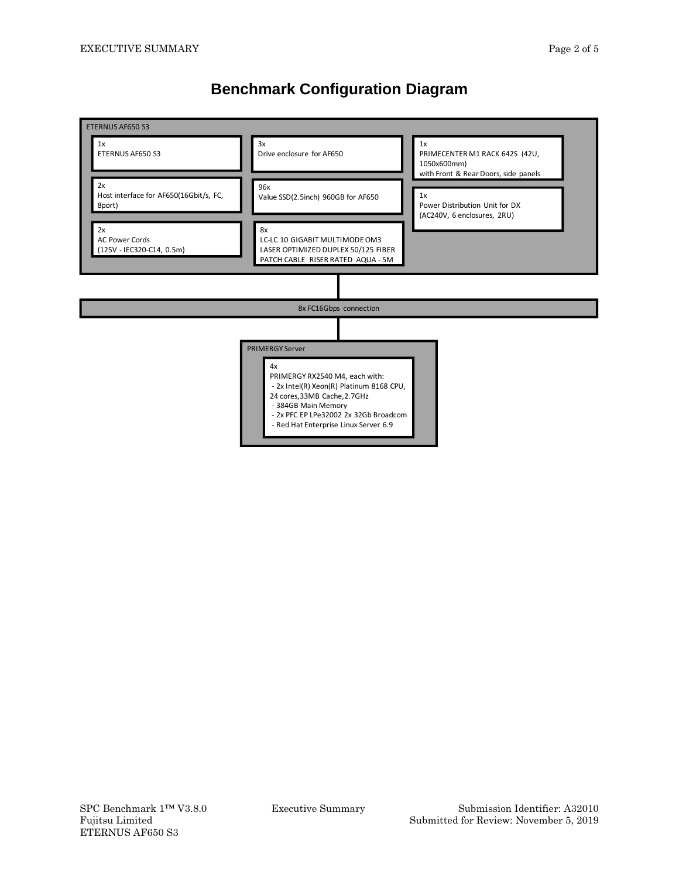# Benchmark Configuration Diagram

ETERNUS AF650 S3

1x
ETERNUS AF650 S3

2x
Host interface for AF650(16Gbit/s, FC, 8port)

2x
AC Power Cords
(125V - IEC320-C14, 0.5m)

3x
Drive enclosure for AF650

96x
Value SSD(2.5inch) 960GB for AF650

8x
LC-LC 10 GIGABIT MULTIMODE OM3 LASER OPTIMIZED DUPLEX 50/125 FIBER PATCH CABLE RISER RATED AQUA - 5M

1x
PRIMECENTER M1 RACK 642S (42U, 1050x600mm)
with Front & Rear Doors, side panels

1x
Power Distribution Unit for DX
(AC240V, 6 enclosures, 2RU)

8x FC16Gbps connection

PRIMERGY Server

4x
PRIMERGY RX2540 M4, each with:
- 2x Intel(R) Xeon(R) Platinum 8168 CPU, 24 cores,33MB Cache,2.7GHz
- 384GB Main Memory
- 2x PFC EP LPe32002 2x 32Gb Broadcom
- Red Hat Enterprise Linux Server 6.9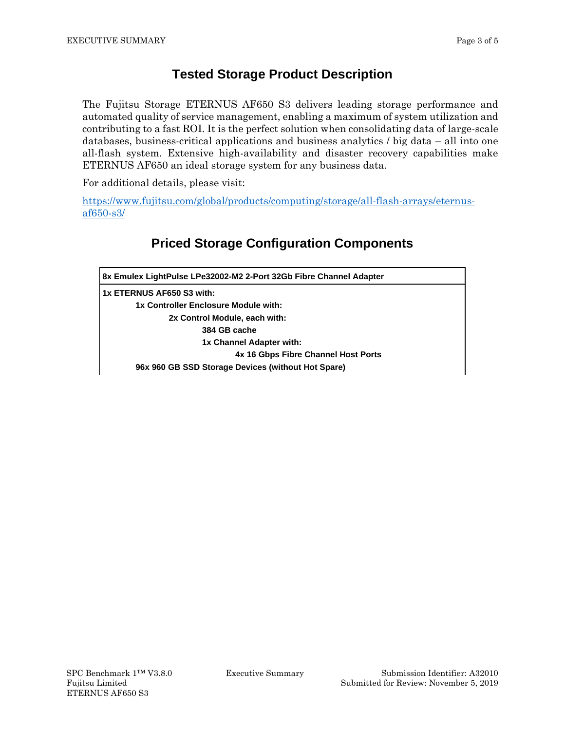## Tested Storage Product Description

The Fujitsu Storage ETERNUS AF650 S3 delivers leading storage performance and automated quality of service management, enabling a maximum of system utilization and contributing to a fast ROI. It is the perfect solution when consolidating data of large-scale databases, business-critical applications and business analytics / big data – all into one all-flash system. Extensive high-availability and disaster recovery capabilities make ETERNUS AF650 an ideal storage system for any business data.

For additional details, please visit:

https://www.fujitsu.com/global/products/computing/storage/all-flash-arrays/eternus-af650-s3/

## Priced Storage Configuration Components

| 8x Emulex LightPulse LPe32002-M2 2-Port 32Gb Fibre Channel Adapter |
|---|
| 1x ETERNUS AF650 S3 with: |
| &nbsp;&nbsp;&nbsp;&nbsp;1x Controller Enclosure Module with: |
| &nbsp;&nbsp;&nbsp;&nbsp;&nbsp;&nbsp;&nbsp;&nbsp;2x Control Module, each with: |
| &nbsp;&nbsp;&nbsp;&nbsp;&nbsp;&nbsp;&nbsp;&nbsp;&nbsp;&nbsp;&nbsp;&nbsp;384 GB cache |
| &nbsp;&nbsp;&nbsp;&nbsp;&nbsp;&nbsp;&nbsp;&nbsp;&nbsp;&nbsp;&nbsp;&nbsp;1x Channel Adapter with: |
| &nbsp;&nbsp;&nbsp;&nbsp;&nbsp;&nbsp;&nbsp;&nbsp;&nbsp;&nbsp;&nbsp;&nbsp;&nbsp;&nbsp;&nbsp;&nbsp;4x 16 Gbps Fibre Channel Host Ports |
| &nbsp;&nbsp;&nbsp;&nbsp;96x 960 GB SSD Storage Devices (without Hot Spare) |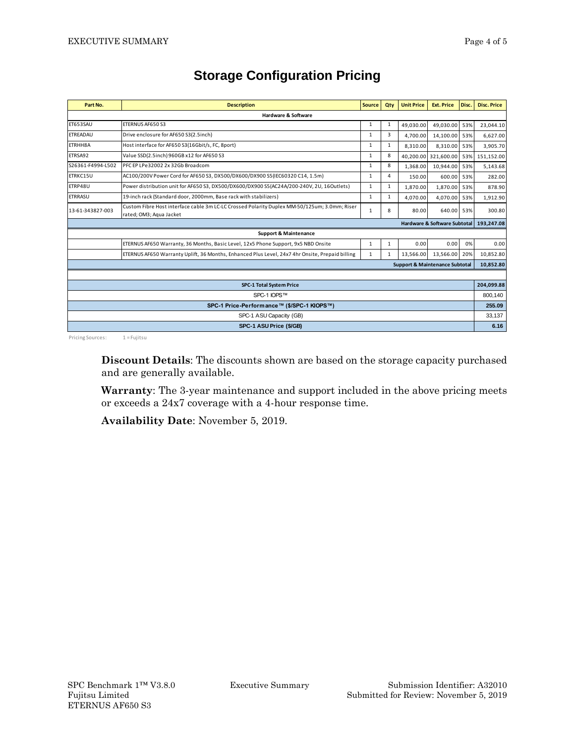# Storage Configuration Pricing

| Part No. | Description | Source | Qty | Unit Price | Ext. Price | Disc. | Disc. Price |
|---|---|---|---|---|---|---|---|
| **Hardware & Software** | | | | | | | |
| ET653SAU | ETERNUS AF650 S3 | 1 | 1 | 49,030.00 | 49,030.00 | 53% | 23,044.10 |
| ETREADAU | Drive enclosure for AF650 S3(2.5inch) | 1 | 3 | 4,700.00 | 14,100.00 | 53% | 6,627.00 |
| ETRHH8A | Host interface for AF650 S3(16Gbit/s, FC, 8port) | 1 | 1 | 8,310.00 | 8,310.00 | 53% | 3,905.70 |
| ETRSA92 | Value SSD(2.5inch) 960GB x12 for AF650 S3 | 1 | 8 | 40,200.00 | 321,600.00 | 53% | 151,152.00 |
| S26361-F4994-L502 | PFC EP LPe32002 2x 32Gb Broadcom | 1 | 8 | 1,368.00 | 10,944.00 | 53% | 5,143.68 |
| ETRKC15U | AC100/200V Power Cord for AF650 S3, DX500/DX600/DX900 S5(IEC60320 C14, 1.5m) | 1 | 4 | 150.00 | 600.00 | 53% | 282.00 |
| ETRP48U | Power distribution unit for AF650 S3, DX500/DX600/DX900 S5(AC24A/200-240V, 2U, 16Outlets) | 1 | 1 | 1,870.00 | 1,870.00 | 53% | 878.90 |
| ETRRASU | 19-inch rack (Standard door, 2000mm, Base rack with stabilizers) | 1 | 1 | 4,070.00 | 4,070.00 | 53% | 1,912.90 |
| 13-61-343827-003 | Custom Fibre Host interface cable 3m LC-LC Crossed Polarity Duplex MM-50/125um; 3.0mm; Riser rated; OM3; Aqua Jacket | 1 | 8 | 80.00 | 640.00 | 53% | 300.80 |
| **Hardware & Software Subtotal** | | | | | | | **193,247.08** |
| **Support & Maintenance** | | | | | | | |
| | ETERNUS AF650 Warranty, 36 Months, Basic Level, 12x5 Phone Support, 9x5 NBD Onsite | 1 | 1 | 0.00 | 0.00 | 0% | 0.00 |
| | ETERNUS AF650 Warranty Uplift, 36 Months, Enhanced Plus Level, 24x7 4hr Onsite, Prepaid billing | 1 | 1 | 13,566.00 | 13,566.00 | 20% | 10,852.80 |
| **Support & Maintenance Subtotal** | | | | | | | **10,852.80** |
| | | | | | | | |
| **SPC-1 Total System Price** | | | | | | | **204,099.88** |
| SPC-1 IOPS™ | | | | | | | 800,140 |
| **SPC-1 Price-Performance™ ($/SPC-1 KIOPS™)** | | | | | | | **255.09** |
| SPC-1 ASU Capacity (GB) | | | | | | | 33,137 |
| **SPC-1 ASU Price ($/GB)** | | | | | | | **6.16** |

Pricing Sources: 1 = Fujitsu

**Discount Details**: The discounts shown are based on the storage capacity purchased and are generally available.

**Warranty**: The 3-year maintenance and support included in the above pricing meets or exceeds a 24x7 coverage with a 4-hour response time.

**Availability Date**: November 5, 2019.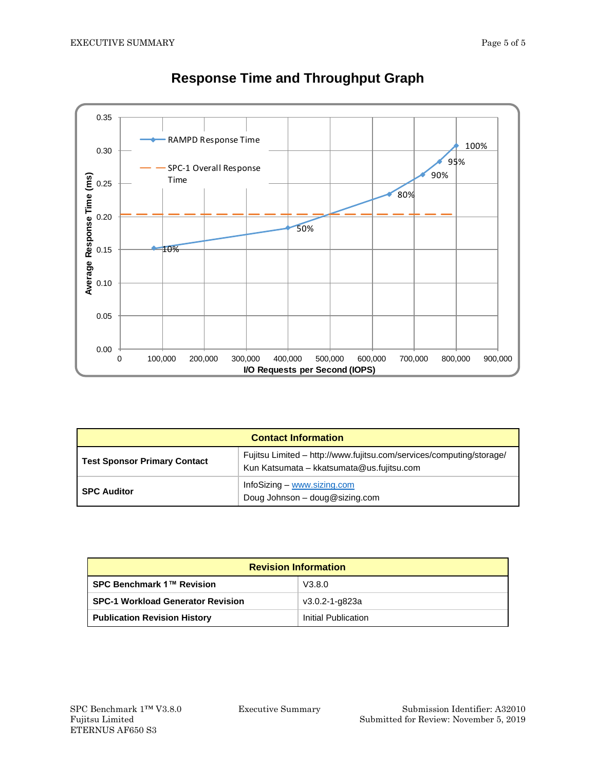## Response Time and Throughput Graph

RAMPD Response Time

SPC-1 Overall Response Time

Average Response Time (ms)

0.35
0.30
0.25
0.20
0.15
0.10
0.05
0.00

0
100,000
200,000
300,000
400,000
500,000
600,000
700,000
800,000
900,000

I/O Requests per Second (IOPS)

10%
50%
80%
90%
95%
100%

| Contact Information | |
|---|---|
| **Test Sponsor Primary Contact** | Fujitsu Limited – http://www.fujitsu.com/services/computing/storage/<br>Kun Katsumata – kkatsumata@us.fujitsu.com |
| **SPC Auditor** | InfoSizing – www.sizing.com<br>Doug Johnson – doug@sizing.com |

| Revision Information | |
|---|---|
| **SPC Benchmark 1™ Revision** | V3.8.0 |
| **SPC-1 Workload Generator Revision** | v3.0.2-1-g823a |
| **Publication Revision History** | Initial Publication |